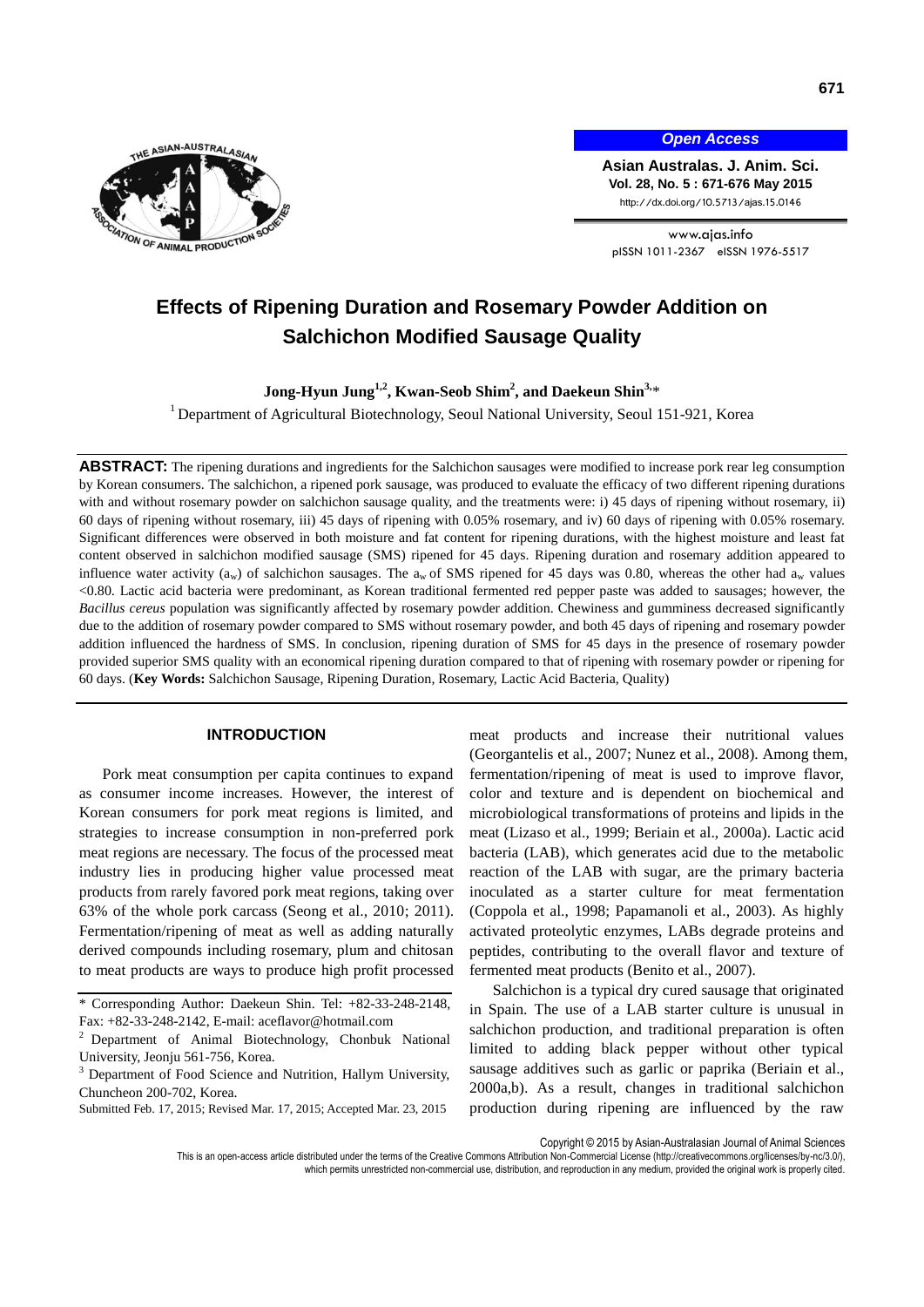# Effects of Ripening Duration and Rosemary Powder Addition on Salchichon Modified Sausage Quality

**Jong-Hyun Jung[1,2], Kwan-Seob Shim[2], and Daekeun Shin[3,]***

[1] Department of Agricultural Biotechnology, Seoul National University, Seoul 151-921, Korea

**ABSTRACT:** The ripening durations and ingredients for the Salchichon sausages were modified to increase pork rear leg consumption by Korean consumers. The salchichon, a ripened pork sausage, was produced to evaluate the efficacy of two different ripening durations with and without rosemary powder on salchichon sausage quality, and the treatments were: i) 45 days of ripening without rosemary, ii) 60 days of ripening without rosemary, iii) 45 days of ripening with 0.05% rosemary, and iv) 60 days of ripening with 0.05% rosemary. Significant differences were observed in both moisture and fat content for ripening durations, with the highest moisture and least fat content observed in salchichon modified sausage (SMS) ripened for 45 days. Ripening duration and rosemary addition appeared to influence water activity ($a_w$) of salchichon sausages. The $a_w$ of SMS ripened for 45 days was 0.80, whereas the other had $a_w$ values <0.80. Lactic acid bacteria were predominant, as Korean traditional fermented red pepper paste was added to sausages; however, the *Bacillus cereus* population was significantly affected by rosemary powder addition. Chewiness and gumminess decreased significantly due to the addition of rosemary powder compared to SMS without rosemary powder, and both 45 days of ripening and rosemary powder addition influenced the hardness of SMS. In conclusion, ripening duration of SMS for 45 days in the presence of rosemary powder provided superior SMS quality with an economical ripening duration compared to that of ripening with rosemary powder or ripening for 60 days. (**Key Words:** Salchichon Sausage, Ripening Duration, Rosemary, Lactic Acid Bacteria, Quality)

## INTRODUCTION

Pork meat consumption per capita continues to expand as consumer income increases. However, the interest of Korean consumers for pork meat regions is limited, and strategies to increase consumption in non-preferred pork meat regions are necessary. The focus of the processed meat industry lies in producing higher value processed meat products from rarely favored pork meat regions, taking over 63% of the whole pork carcass (Seong et al., 2010; 2011). Fermentation/ripening of meat as well as adding naturally derived compounds including rosemary, plum and chitosan to meat products are ways to produce high profit processed meat products and increase their nutritional values (Georgantelis et al., 2007; Nunez et al., 2008). Among them, fermentation/ripening of meat is used to improve flavor, color and texture and is dependent on biochemical and microbiological transformations of proteins and lipids in the meat (Lizaso et al., 1999; Beriain et al., 2000a). Lactic acid bacteria (LAB), which generates acid due to the metabolic reaction of the LAB with sugar, are the primary bacteria inoculated as a starter culture for meat fermentation (Coppola et al., 1998; Papamanoli et al., 2003). As highly activated proteolytic enzymes, LABs degrade proteins and peptides, contributing to the overall flavor and texture of fermented meat products (Benito et al., 2007).

Salchichon is a typical dry cured sausage that originated in Spain. The use of a LAB starter culture is unusual in salchichon production, and traditional preparation is often limited to adding black pepper without other typical sausage additives such as garlic or paprika (Beriain et al., 2000a,b). As a result, changes in traditional salchichon production during ripening are influenced by the raw

---

\* Corresponding Author: Daekeun Shin. Tel: +82-33-248-2148, Fax: +82-33-248-2142, E-mail: aceflavor@hotmail.com

[2] Department of Animal Biotechnology, Chonbuk National University, Jeonju 561-756, Korea.

[3] Department of Food Science and Nutrition, Hallym University, Chuncheon 200-702, Korea.

Submitted Feb. 17, 2015; Revised Mar. 17, 2015; Accepted Mar. 23, 2015

Copyright © 2015 by Asian-Australasian Journal of Animal Sciences

This is an open-access article distributed under the terms of the Creative Commons Attribution Non-Commercial License (http://creativecommons.org/licenses/by-nc/3.0/), which permits unrestricted non-commercial use, distribution, and reproduction in any medium, provided the original work is properly cited.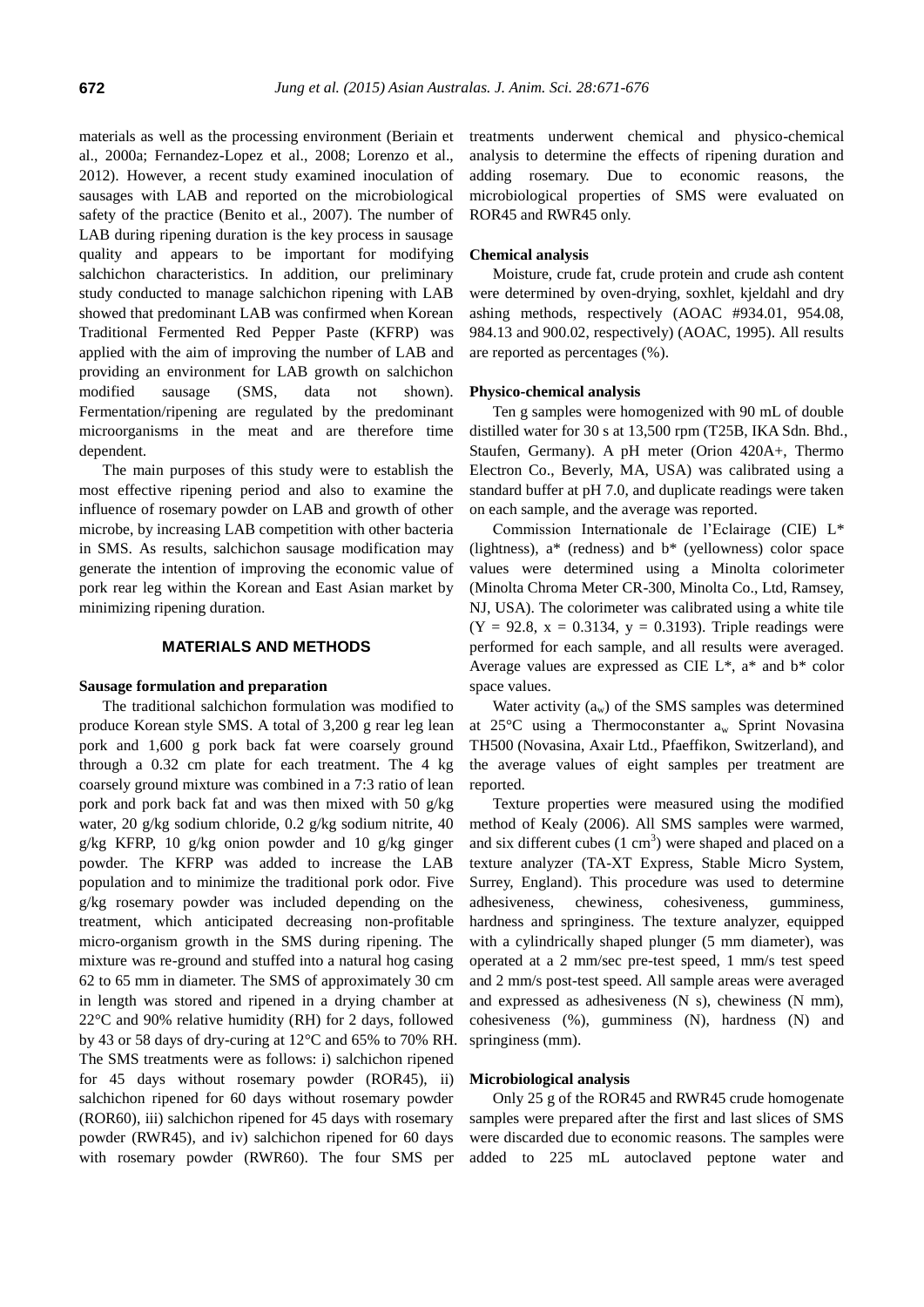materials as well as the processing environment (Beriain et al., 2000a; Fernandez-Lopez et al., 2008; Lorenzo et al., 2012). However, a recent study examined inoculation of sausages with LAB and reported on the microbiological safety of the practice (Benito et al., 2007). The number of LAB during ripening duration is the key process in sausage quality and appears to be important for modifying salchichon characteristics. In addition, our preliminary study conducted to manage salchichon ripening with LAB showed that predominant LAB was confirmed when Korean Traditional Fermented Red Pepper Paste (KFRP) was applied with the aim of improving the number of LAB and providing an environment for LAB growth on salchichon modified sausage (SMS, data not shown). Fermentation/ripening are regulated by the predominant microorganisms in the meat and are therefore time dependent.

The main purposes of this study were to establish the most effective ripening period and also to examine the influence of rosemary powder on LAB and growth of other microbe, by increasing LAB competition with other bacteria in SMS. As results, salchichon sausage modification may generate the intention of improving the economic value of pork rear leg within the Korean and East Asian market by minimizing ripening duration.

## MATERIALS AND METHODS

### Sausage formulation and preparation

The traditional salchichon formulation was modified to produce Korean style SMS. A total of 3,200 g rear leg lean pork and 1,600 g pork back fat were coarsely ground through a 0.32 cm plate for each treatment. The 4 kg coarsely ground mixture was combined in a 7:3 ratio of lean pork and pork back fat and was then mixed with 50 g/kg water, 20 g/kg sodium chloride, 0.2 g/kg sodium nitrite, 40 g/kg KFRP, 10 g/kg onion powder and 10 g/kg ginger powder. The KFRP was added to increase the LAB population and to minimize the traditional pork odor. Five g/kg rosemary powder was included depending on the treatment, which anticipated decreasing non-profitable micro-organism growth in the SMS during ripening. The mixture was re-ground and stuffed into a natural hog casing 62 to 65 mm in diameter. The SMS of approximately 30 cm in length was stored and ripened in a drying chamber at 22°C and 90% relative humidity (RH) for 2 days, followed by 43 or 58 days of dry-curing at 12°C and 65% to 70% RH. The SMS treatments were as follows: i) salchichon ripened for 45 days without rosemary powder (ROR45), ii) salchichon ripened for 60 days without rosemary powder (ROR60), iii) salchichon ripened for 45 days with rosemary powder (RWR45), and iv) salchichon ripened for 60 days with rosemary powder (RWR60). The four SMS per treatments underwent chemical and physico-chemical analysis to determine the effects of ripening duration and adding rosemary. Due to economic reasons, the microbiological properties of SMS were evaluated on ROR45 and RWR45 only.

### Chemical analysis

Moisture, crude fat, crude protein and crude ash content were determined by oven-drying, soxhlet, kjeldahl and dry ashing methods, respectively (AOAC #934.01, 954.08, 984.13 and 900.02, respectively) (AOAC, 1995). All results are reported as percentages (%).

### Physico-chemical analysis

Ten g samples were homogenized with 90 mL of double distilled water for 30 s at 13,500 rpm (T25B, IKA Sdn. Bhd., Staufen, Germany). A pH meter (Orion 420A+, Thermo Electron Co., Beverly, MA, USA) was calibrated using a standard buffer at pH 7.0, and duplicate readings were taken on each sample, and the average was reported.

Commission Internationale de l'Eclairage (CIE) L* (lightness), a* (redness) and b* (yellowness) color space values were determined using a Minolta colorimeter (Minolta Chroma Meter CR-300, Minolta Co., Ltd, Ramsey, NJ, USA). The colorimeter was calibrated using a white tile (Y = 92.8, x = 0.3134, y = 0.3193). Triple readings were performed for each sample, and all results were averaged. Average values are expressed as CIE L*, a* and b* color space values.

Water activity ($a_w$) of the SMS samples was determined at 25°C using a Thermoconstanter $a_w$ Sprint Novasina TH500 (Novasina, Axair Ltd., Pfaeffikon, Switzerland), and the average values of eight samples per treatment are reported.

Texture properties were measured using the modified method of Kealy (2006). All SMS samples were warmed, and six different cubes (1 $cm^3$) were shaped and placed on a texture analyzer (TA-XT Express, Stable Micro System, Surrey, England). This procedure was used to determine adhesiveness, chewiness, cohesiveness, gumminess, hardness and springiness. The texture analyzer, equipped with a cylindrically shaped plunger (5 mm diameter), was operated at a 2 mm/sec pre-test speed, 1 mm/s test speed and 2 mm/s post-test speed. All sample areas were averaged and expressed as adhesiveness (N s), chewiness (N mm), cohesiveness (%), gumminess (N), hardness (N) and springiness (mm).

### Microbiological analysis

Only 25 g of the ROR45 and RWR45 crude homogenate samples were prepared after the first and last slices of SMS were discarded due to economic reasons. The samples were added to 225 mL autoclaved peptone water and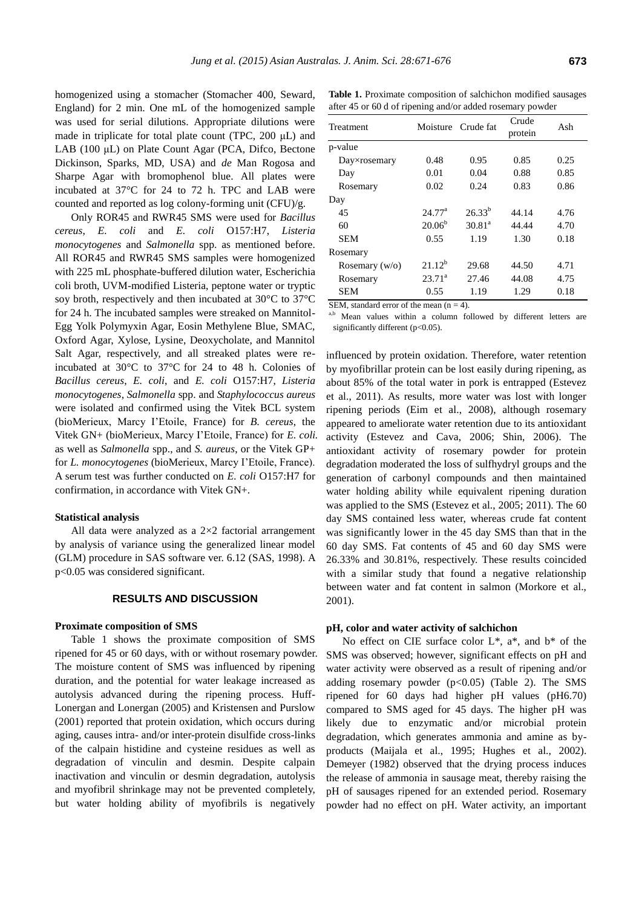homogenized using a stomacher (Stomacher 400, Seward, England) for 2 min. One mL of the homogenized sample was used for serial dilutions. Appropriate dilutions were made in triplicate for total plate count (TPC, 200 μL) and LAB (100 μL) on Plate Count Agar (PCA, Difco, Bectone Dickinson, Sparks, MD, USA) and *de* Man Rogosa and Sharpe Agar with bromophenol blue. All plates were incubated at 37°C for 24 to 72 h. TPC and LAB were counted and reported as log colony-forming unit (CFU)/g.

Only ROR45 and RWR45 SMS were used for *Bacillus cereus*, *E. coli* and *E. coli* O157:H7, *Listeria monocytogenes* and *Salmonella* spp. as mentioned before. All ROR45 and RWR45 SMS samples were homogenized with 225 mL phosphate-buffered dilution water, Escherichia coli broth, UVM-modified Listeria, peptone water or tryptic soy broth, respectively and then incubated at 30°C to 37°C for 24 h. The incubated samples were streaked on Mannitol-Egg Yolk Polymyxin Agar, Eosin Methylene Blue, SMAC, Oxford Agar, Xylose, Lysine, Deoxycholate, and Mannitol Salt Agar, respectively, and all streaked plates were re-incubated at 30°C to 37°C for 24 to 48 h. Colonies of *Bacillus cereus*, *E. coli*, and *E. coli* O157:H7, *Listeria monocytogenes*, *Salmonella* spp. and *Staphylococcus aureus* were isolated and confirmed using the Vitek BCL system (bioMerieux, Marcy I'Etoile, France) for *B. cereus*, the Vitek GN+ (bioMerieux, Marcy I'Etoile, France) for *E. coli.* as well as *Salmonella* spp., and *S. aureus*, or the Vitek GP+ for *L. monocytogenes* (bioMerieux, Marcy I'Etoile, France). A serum test was further conducted on *E. coli* O157:H7 for confirmation, in accordance with Vitek GN+.

**Statistical analysis**

All data were analyzed as a 2×2 factorial arrangement by analysis of variance using the generalized linear model (GLM) procedure in SAS software ver. 6.12 (SAS, 1998). A $p<0.05$ was considered significant.

## RESULTS AND DISCUSSION

**Proximate composition of SMS**

Table 1 shows the proximate composition of SMS ripened for 45 or 60 days, with or without rosemary powder. The moisture content of SMS was influenced by ripening duration, and the potential for water leakage increased as autolysis advanced during the ripening process. Huff-Lonergan and Lonergan (2005) and Kristensen and Purslow (2001) reported that protein oxidation, which occurs during aging, causes intra- and/or inter-protein disulfide cross-links of the calpain histidine and cysteine residues as well as degradation of vinculin and desmin. Despite calpain inactivation and vinculin or desmin degradation, autolysis and myofibril shrinkage may not be prevented completely, but water holding ability of myofibrils is negatively influenced by protein oxidation. Therefore, water retention by myofibrillar protein can be lost easily during ripening, as about 85% of the total water in pork is entrapped (Estevez et al., 2011). As results, more water was lost with longer ripening periods (Eim et al., 2008), although rosemary appeared to ameliorate water retention due to its antioxidant activity (Estevez and Cava, 2006; Shin, 2006). The antioxidant activity of rosemary powder for protein degradation moderated the loss of sulfhydryl groups and the generation of carbonyl compounds and then maintained water holding ability while equivalent ripening duration was applied to the SMS (Estevez et al., 2005; 2011). The 60 day SMS contained less water, whereas crude fat content was significantly lower in the 45 day SMS than that in the 60 day SMS. Fat contents of 45 and 60 day SMS were 26.33% and 30.81%, respectively. These results coincided with a similar study that found a negative relationship between water and fat content in salmon (Morkore et al., 2001).

**Table 1.** Proximate composition of salchichon modified sausages after 45 or 60 d of ripening and/or added rosemary powder

| Treatment | Moisture | Crude fat | Crude protein | Ash |
|---|---|---|---|---|
| p-value | | | | |
| Day×rosemary | 0.48 | 0.95 | 0.85 | 0.25 |
| Day | 0.01 | 0.04 | 0.88 | 0.85 |
| Rosemary | 0.02 | 0.24 | 0.83 | 0.86 |
| Day | | | | |
| 45 | 24.77[a] | 26.33[b] | 44.14 | 4.76 |
| 60 | 20.06[b] | 30.81[a] | 44.44 | 4.70 |
| SEM | 0.55 | 1.19 | 1.30 | 0.18 |
| Rosemary | | | | |
| Rosemary (w/o) | 21.12[b] | 29.68 | 44.50 | 4.71 |
| Rosemary | 23.71[a] | 27.46 | 44.08 | 4.75 |
| SEM | 0.55 | 1.19 | 1.29 | 0.18 |

SEM, standard error of the mean (n = 4).

[a,b] Mean values within a column followed by different letters are significantly different ($p<0.05$).

**pH, color and water activity of salchichon**

No effect on CIE surface color L*, a*, and b* of the SMS was observed; however, significant effects on pH and water activity were observed as a result of ripening and/or adding rosemary powder ($p<0.05$) (Table 2). The SMS ripened for 60 days had higher pH values (pH6.70) compared to SMS aged for 45 days. The higher pH was likely due to enzymatic and/or microbial protein degradation, which generates ammonia and amine as by-products (Maijala et al., 1995; Hughes et al., 2002). Demeyer (1982) observed that the drying process induces the release of ammonia in sausage meat, thereby raising the pH of sausages ripened for an extended period. Rosemary powder had no effect on pH. Water activity, an important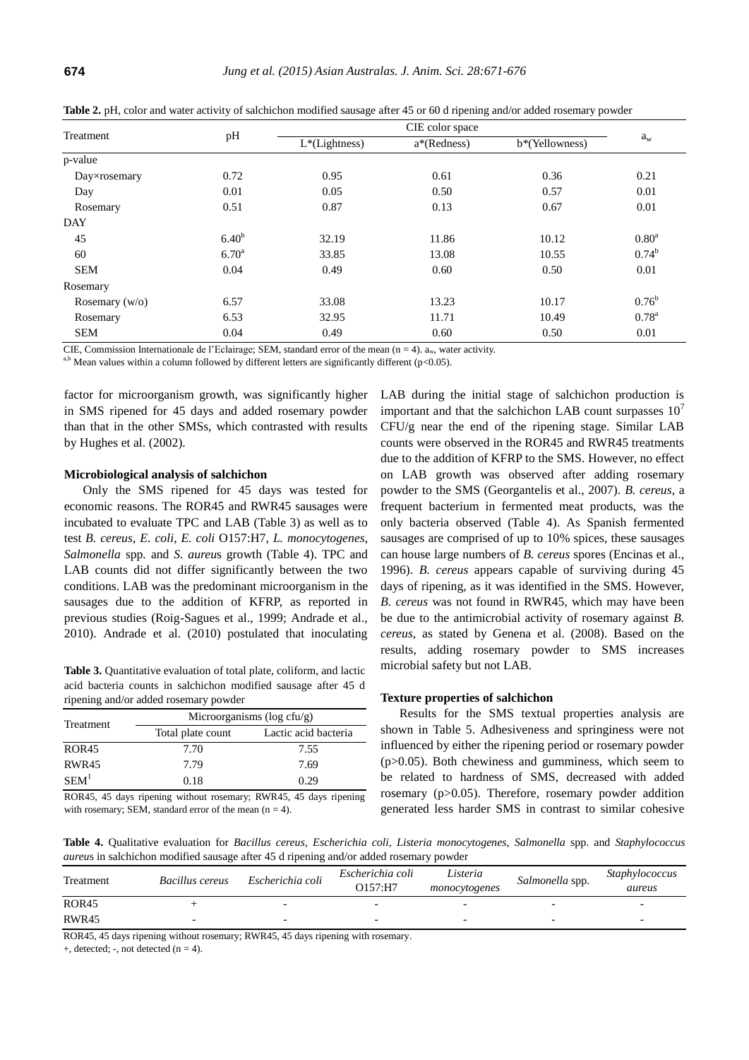**Table 2.** pH, color and water activity of salchichon modified sausage after 45 or 60 d ripening and/or added rosemary powder

| Treatment | pH | CIE color space | | | $a_w$ |
|---|---|---|---|---|---|
| | | L*(Lightness) | a*(Redness) | b*(Yellowness) | |
| p-value | | | | | |
| Day×rosemary | 0.72 | 0.95 | 0.61 | 0.36 | 0.21 |
| Day | 0.01 | 0.05 | 0.50 | 0.57 | 0.01 |
| Rosemary | 0.51 | 0.87 | 0.13 | 0.67 | 0.01 |
| DAY | | | | | |
| 45 | $6.40^{b}$ | 32.19 | 11.86 | 10.12 | $0.80^{a}$ |
| 60 | $6.70^{a}$ | 33.85 | 13.08 | 10.55 | $0.74^{b}$ |
| SEM | 0.04 | 0.49 | 0.60 | 0.50 | 0.01 |
| Rosemary | | | | | |
| Rosemary (w/o) | 6.57 | 33.08 | 13.23 | 10.17 | $0.76^{b}$ |
| Rosemary | 6.53 | 32.95 | 11.71 | 10.49 | $0.78^{a}$ |
| SEM | 0.04 | 0.49 | 0.60 | 0.50 | 0.01 |

CIE, Commission Internationale de l'Eclairage; SEM, standard error of the mean (n = 4). $a_w$, water activity.

a,b Mean values within a column followed by different letters are significantly different (p<0.05).

factor for microorganism growth, was significantly higher in SMS ripened for 45 days and added rosemary powder than that in the other SMSs, which contrasted with results by Hughes et al. (2002).

#### Microbiological analysis of salchichon

Only the SMS ripened for 45 days was tested for economic reasons. The ROR45 and RWR45 sausages were incubated to evaluate TPC and LAB (Table 3) as well as to test *B. cereus*, *E. coli*, *E. coli* O157:H7, *L. monocytogenes*, *Salmonella* spp. and *S. aureus* growth (Table 4). TPC and LAB counts did not differ significantly between the two conditions. LAB was the predominant microorganism in the sausages due to the addition of KFRP, as reported in previous studies (Roig-Sagues et al., 1999; Andrade et al., 2010). Andrade et al. (2010) postulated that inoculating LAB during the initial stage of salchichon production is important and that the salchichon LAB count surpasses $10^7$ CFU/g near the end of the ripening stage. Similar LAB counts were observed in the ROR45 and RWR45 treatments due to the addition of KFRP to the SMS. However, no effect on LAB growth was observed after adding rosemary powder to the SMS (Georgantelis et al., 2007). *B. cereus*, a frequent bacterium in fermented meat products, was the only bacteria observed (Table 4). As Spanish fermented sausages are comprised of up to 10% spices, these sausages can house large numbers of *B. cereus* spores (Encinas et al., 1996). *B. cereus* appears capable of surviving during 45 days of ripening, as it was identified in the SMS. However, *B. cereus* was not found in RWR45, which may have been be due to the antimicrobial activity of rosemary against *B. cereus*, as stated by Genena et al. (2008). Based on the results, adding rosemary powder to SMS increases microbial safety but not LAB.

**Table 3.** Quantitative evaluation of total plate, coliform, and lactic acid bacteria counts in salchichon modified sausage after 45 d ripening and/or added rosemary powder

| Treatment | Microorganisms (log cfu/g) | |
|---|---|---|
| | Total plate count | Lactic acid bacteria |
| ROR45 | 7.70 | 7.55 |
| RWR45 | 7.79 | 7.69 |
| SEM[1] | 0.18 | 0.29 |

ROR45, 45 days ripening without rosemary; RWR45, 45 days ripening with rosemary; SEM, standard error of the mean (n = 4).

#### Texture properties of salchichon

Results for the SMS textual properties analysis are shown in Table 5. Adhesiveness and springiness were not influenced by either the ripening period or rosemary powder (p>0.05). Both chewiness and gumminess, which seem to be related to hardness of SMS, decreased with added rosemary (p>0.05). Therefore, rosemary powder addition generated less harder SMS in contrast to similar cohesive

**Table 4.** Qualitative evaluation for *Bacillus cereus*, *Escherichia coli*, *Listeria monocytogenes*, *Salmonella* spp. and *Staphylococcus aureus* in salchichon modified sausage after 45 d ripening and/or added rosemary powder

| Treatment | *Bacillus cereus* | *Escherichia coli* | *Escherichia coli* O157:H7 | *Listeria monocytogenes* | *Salmonella* spp. | *Staphylococcus aureus* |
|---|---|---|---|---|---|---|
| ROR45 | + | - | - | - | - | - |
| RWR45 | - | - | - | - | - | - |

ROR45, 45 days ripening without rosemary; RWR45, 45 days ripening with rosemary.

+, detected; -, not detected (n = 4).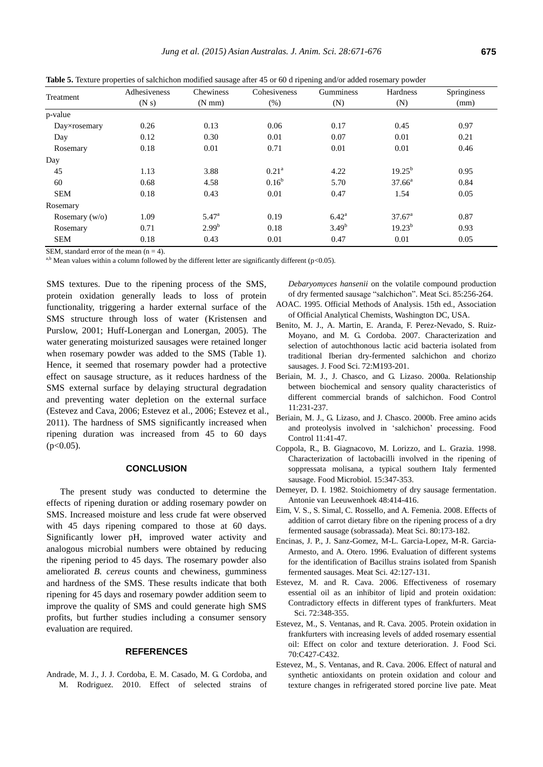**Table 5.** Texture properties of salchichon modified sausage after 45 or 60 d ripening and/or added rosemary powder

| Treatment | Adhesiveness (N s) | Chewiness (N mm) | Cohesiveness (%) | Gumminess (N) | Hardness (N) | Springiness (mm) |
|---|---|---|---|---|---|---|
| p-value | | | | | | |
| Day×rosemary | 0.26 | 0.13 | 0.06 | 0.17 | 0.45 | 0.97 |
| Day | 0.12 | 0.30 | 0.01 | 0.07 | 0.01 | 0.21 |
| Rosemary | 0.18 | 0.01 | 0.71 | 0.01 | 0.01 | 0.46 |
| Day | | | | | | |
| 45 | 1.13 | 3.88 | 0.21[a] | 4.22 | 19.25[b] | 0.95 |
| 60 | 0.68 | 4.58 | 0.16[b] | 5.70 | 37.66[a] | 0.84 |
| SEM | 0.18 | 0.43 | 0.01 | 0.47 | 1.54 | 0.05 |
| Rosemary | | | | | | |
| Rosemary (w/o) | 1.09 | 5.47[a] | 0.19 | 6.42[a] | 37.67[a] | 0.87 |
| Rosemary | 0.71 | 2.99[b] | 0.18 | 3.49[b] | 19.23[b] | 0.93 |
| SEM | 0.18 | 0.43 | 0.01 | 0.47 | 0.01 | 0.05 |

SEM, standard error of the mean (n = 4).

[a,b] Mean values within a column followed by the different letter are significantly different ($p<0.05$).

SMS textures. Due to the ripening process of the SMS, protein oxidation generally leads to loss of protein functionality, triggering a harder external surface of the SMS structure through loss of water (Kristensen and Purslow, 2001; Huff-Lonergan and Lonergan, 2005). The water generating moisturized sausages were retained longer when rosemary powder was added to the SMS (Table 1). Hence, it seemed that rosemary powder had a protective effect on sausage structure, as it reduces hardness of the SMS external surface by delaying structural degradation and preventing water depletion on the external surface (Estevez and Cava, 2006; Estevez et al., 2006; Estevez et al., 2011). The hardness of SMS significantly increased when ripening duration was increased from 45 to 60 days ($p<0.05$).

## CONCLUSION

The present study was conducted to determine the effects of ripening duration or adding rosemary powder on SMS. Increased moisture and less crude fat were observed with 45 days ripening compared to those at 60 days. Significantly lower pH, improved water activity and analogous microbial numbers were obtained by reducing the ripening period to 45 days. The rosemary powder also ameliorated *B. cereus* counts and chewiness, gumminess and hardness of the SMS. These results indicate that both ripening for 45 days and rosemary powder addition seem to improve the quality of SMS and could generate high SMS profits, but further studies including a consumer sensory evaluation are required.

## REFERENCES

Andrade, M. J., J. J. Cordoba, E. M. Casado, M. G. Cordoba, and M. Rodriguez. 2010. Effect of selected strains of *Debaryomyces hansenii* on the volatile compound production of dry fermented sausage "salchichon". Meat Sci. 85:256-264.

AOAC. 1995. Official Methods of Analysis. 15th ed., Association of Official Analytical Chemists, Washington DC, USA.

Benito, M. J., A. Martin, E. Aranda, F. Perez-Nevado, S. Ruiz-Moyano, and M. G. Cordoba. 2007. Characterization and selection of autochthonous lactic acid bacteria isolated from traditional Iberian dry-fermented salchichon and chorizo sausages. J. Food Sci. 72:M193-201.

Beriain, M. J., J. Chasco, and G. Lizaso. 2000a. Relationship between biochemical and sensory quality characteristics of different commercial brands of salchichon. Food Control 11:231-237.

Beriain, M. J., G. Lizaso, and J. Chasco. 2000b. Free amino acids and proteolysis involved in 'salchichon' processing. Food Control 11:41-47.

Coppola, R., B. Giagnacovo, M. Lorizzo, and L. Grazia. 1998. Characterization of lactobacilli involved in the ripening of soppressata molisana, a typical southern Italy fermented sausage. Food Microbiol. 15:347-353.

Demeyer, D. I. 1982. Stoichiometry of dry sausage fermentation. Antonie van Leeuwenhoek 48:414-416.

Eim, V. S., S. Simal, C. Rossello, and A. Femenia. 2008. Effects of addition of carrot dietary fibre on the ripening process of a dry fermented sausage (sobrassada). Meat Sci. 80:173-182.

Encinas, J. P., J. Sanz-Gomez, M-L. Garcia-Lopez, M-R. Garcia-Armesto, and A. Otero. 1996. Evaluation of different systems for the identification of Bacillus strains isolated from Spanish fermented sausages. Meat Sci. 42:127-131.

Estevez, M. and R. Cava. 2006. Effectiveness of rosemary essential oil as an inhibitor of lipid and protein oxidation: Contradictory effects in different types of frankfurters. Meat Sci. 72:348-355.

Estevez, M., S. Ventanas, and R. Cava. 2005. Protein oxidation in frankfurters with increasing levels of added rosemary essential oil: Effect on color and texture deterioration. J. Food Sci. 70:C427-C432.

Estevez, M., S. Ventanas, and R. Cava. 2006. Effect of natural and synthetic antioxidants on protein oxidation and colour and texture changes in refrigerated stored porcine live pate. Meat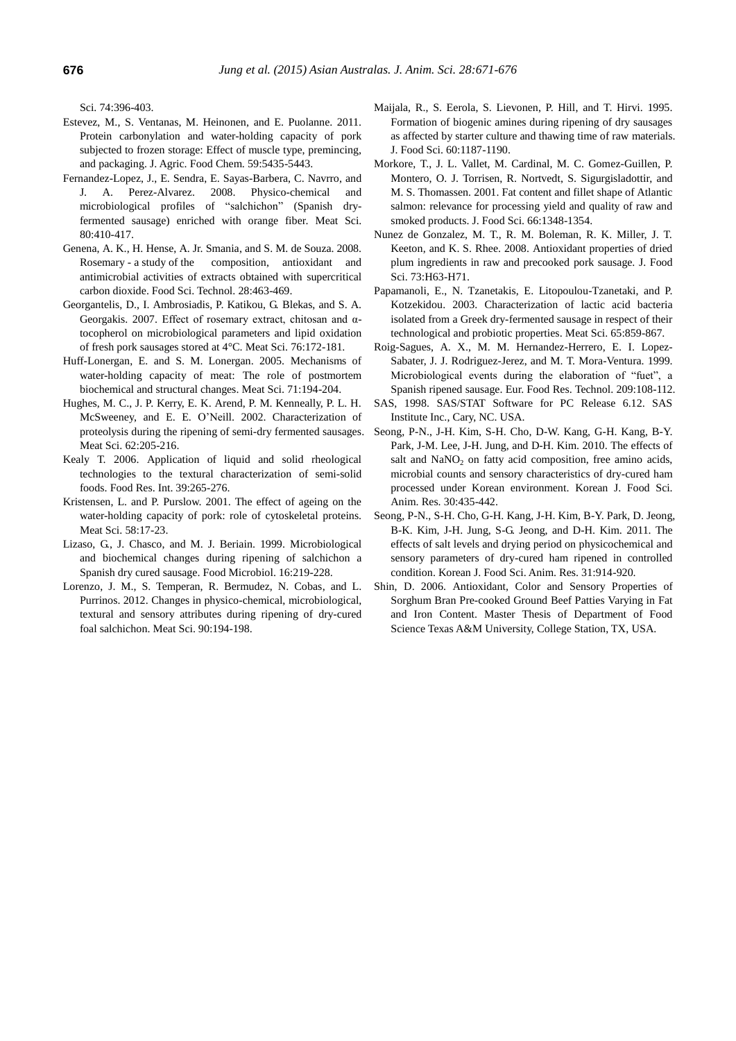Sci. 74:396-403.

Estevez, M., S. Ventanas, M. Heinonen, and E. Puolanne. 2011. Protein carbonylation and water-holding capacity of pork subjected to frozen storage: Effect of muscle type, premincing, and packaging. J. Agric. Food Chem. 59:5435-5443.

Fernandez-Lopez, J., E. Sendra, E. Sayas-Barbera, C. Navrro, and J. A. Perez-Alvarez. 2008. Physico-chemical and microbiological profiles of "salchichon" (Spanish dry-fermented sausage) enriched with orange fiber. Meat Sci. 80:410-417.

Genena, A. K., H. Hense, A. Jr. Smania, and S. M. de Souza. 2008. Rosemary - a study of the composition, antioxidant and antimicrobial activities of extracts obtained with supercritical carbon dioxide. Food Sci. Technol. 28:463-469.

Georgantelis, D., I. Ambrosiadis, P. Katikou, G. Blekas, and S. A. Georgakis. 2007. Effect of rosemary extract, chitosan and α-tocopherol on microbiological parameters and lipid oxidation of fresh pork sausages stored at 4°C. Meat Sci. 76:172-181.

Huff-Lonergan, E. and S. M. Lonergan. 2005. Mechanisms of water-holding capacity of meat: The role of postmortem biochemical and structural changes. Meat Sci. 71:194-204.

Hughes, M. C., J. P. Kerry, E. K. Arend, P. M. Kenneally, P. L. H. McSweeney, and E. E. O'Neill. 2002. Characterization of proteolysis during the ripening of semi-dry fermented sausages. Meat Sci. 62:205-216.

Kealy T. 2006. Application of liquid and solid rheological technologies to the textural characterization of semi-solid foods. Food Res. Int. 39:265-276.

Kristensen, L. and P. Purslow. 2001. The effect of ageing on the water-holding capacity of pork: role of cytoskeletal proteins. Meat Sci. 58:17-23.

Lizaso, G., J. Chasco, and M. J. Beriain. 1999. Microbiological and biochemical changes during ripening of salchichon a Spanish dry cured sausage. Food Microbiol. 16:219-228.

Lorenzo, J. M., S. Temperan, R. Bermudez, N. Cobas, and L. Purrinos. 2012. Changes in physico-chemical, microbiological, textural and sensory attributes during ripening of dry-cured foal salchichon. Meat Sci. 90:194-198.

Maijala, R., S. Eerola, S. Lievonen, P. Hill, and T. Hirvi. 1995. Formation of biogenic amines during ripening of dry sausages as affected by starter culture and thawing time of raw materials. J. Food Sci. 60:1187-1190.

Morkore, T., J. L. Vallet, M. Cardinal, M. C. Gomez-Guillen, P. Montero, O. J. Torrisen, R. Nortvedt, S. Sigurgisladottir, and M. S. Thomassen. 2001. Fat content and fillet shape of Atlantic salmon: relevance for processing yield and quality of raw and smoked products. J. Food Sci. 66:1348-1354.

Nunez de Gonzalez, M. T., R. M. Boleman, R. K. Miller, J. T. Keeton, and K. S. Rhee. 2008. Antioxidant properties of dried plum ingredients in raw and precooked pork sausage. J. Food Sci. 73:H63-H71.

Papamanoli, E., N. Tzanetakis, E. Litopoulou-Tzanetaki, and P. Kotzekidou. 2003. Characterization of lactic acid bacteria isolated from a Greek dry-fermented sausage in respect of their technological and probiotic properties. Meat Sci. 65:859-867.

Roig-Sagues, A. X., M. M. Hernandez-Herrero, E. I. Lopez-Sabater, J. J. Rodriguez-Jerez, and M. T. Mora-Ventura. 1999. Microbiological events during the elaboration of "fuet", a Spanish ripened sausage. Eur. Food Res. Technol. 209:108-112.

SAS, 1998. SAS/STAT Software for PC Release 6.12. SAS Institute Inc., Cary, NC. USA.

Seong, P-N., J-H. Kim, S-H. Cho, D-W. Kang, G-H. Kang, B-Y. Park, J-M. Lee, J-H. Jung, and D-H. Kim. 2010. The effects of salt and $NaNO_2$ on fatty acid composition, free amino acids, microbial counts and sensory characteristics of dry-cured ham processed under Korean environment. Korean J. Food Sci. Anim. Res. 30:435-442.

Seong, P-N., S-H. Cho, G-H. Kang, J-H. Kim, B-Y. Park, D. Jeong, B-K. Kim, J-H. Jung, S-G. Jeong, and D-H. Kim. 2011. The effects of salt levels and drying period on physicochemical and sensory parameters of dry-cured ham ripened in controlled condition. Korean J. Food Sci. Anim. Res. 31:914-920.

Shin, D. 2006. Antioxidant, Color and Sensory Properties of Sorghum Bran Pre-cooked Ground Beef Patties Varying in Fat and Iron Content. Master Thesis of Department of Food Science Texas A&M University, College Station, TX, USA.